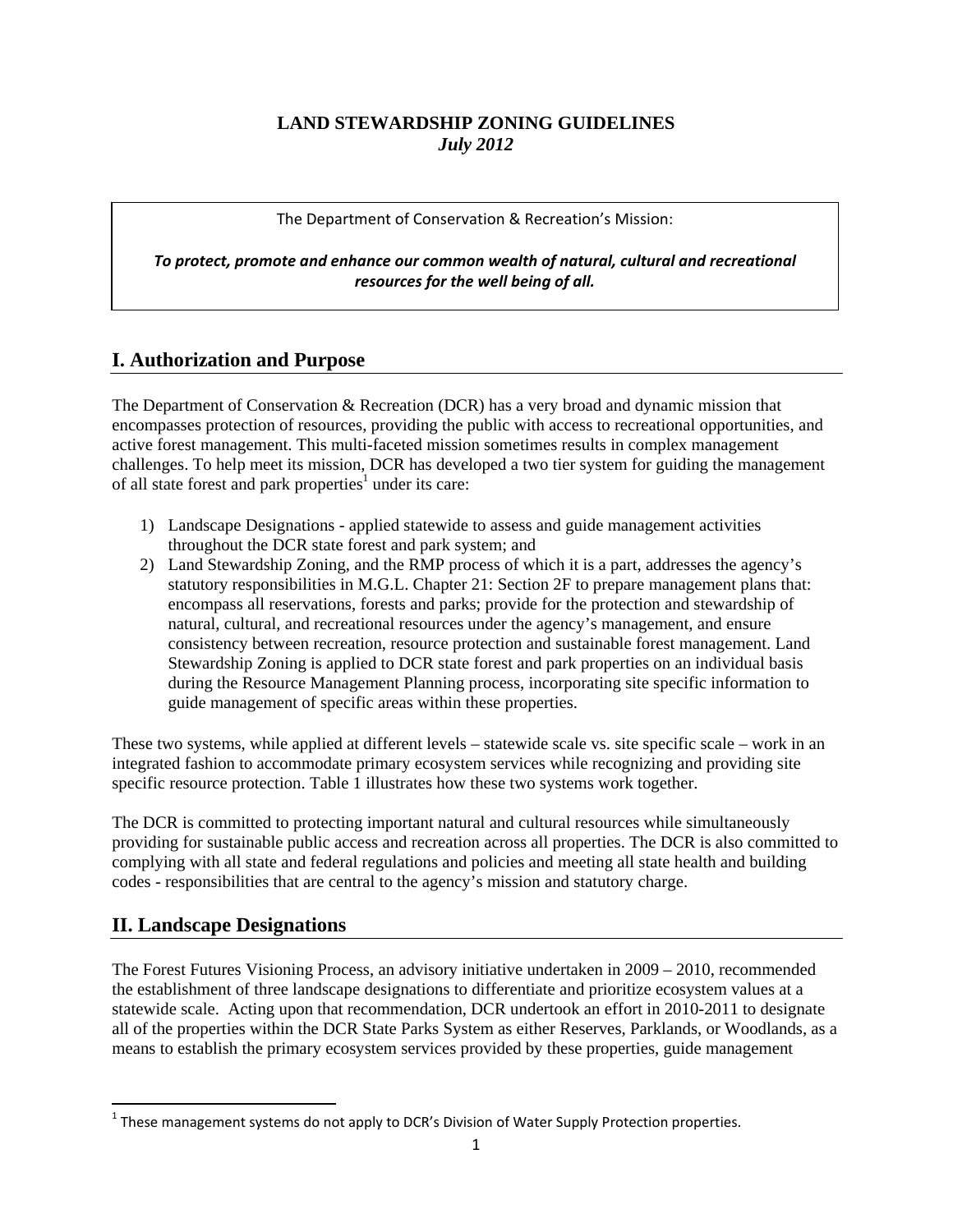# LAND STEWARDSHIP ZONING GUIDELINES
***July 2012***

> The Department of Conservation & Recreation's Mission:
>
> ***To protect, promote and enhance our common wealth of natural, cultural and recreational resources for the well being of all.***

## I. Authorization and Purpose

The Department of Conservation & Recreation (DCR) has a very broad and dynamic mission that encompasses protection of resources, providing the public with access to recreational opportunities, and active forest management. This multi-faceted mission sometimes results in complex management challenges. To help meet its mission, DCR has developed a two tier system for guiding the management of all state forest and park properties[1] under its care:

1) Landscape Designations - applied statewide to assess and guide management activities throughout the DCR state forest and park system; and
2) Land Stewardship Zoning, and the RMP process of which it is a part, addresses the agency's statutory responsibilities in M.G.L. Chapter 21: Section 2F to prepare management plans that: encompass all reservations, forests and parks; provide for the protection and stewardship of natural, cultural, and recreational resources under the agency's management, and ensure consistency between recreation, resource protection and sustainable forest management. Land Stewardship Zoning is applied to DCR state forest and park properties on an individual basis during the Resource Management Planning process, incorporating site specific information to guide management of specific areas within these properties.

These two systems, while applied at different levels – statewide scale vs. site specific scale – work in an integrated fashion to accommodate primary ecosystem services while recognizing and providing site specific resource protection. Table 1 illustrates how these two systems work together.

The DCR is committed to protecting important natural and cultural resources while simultaneously providing for sustainable public access and recreation across all properties. The DCR is also committed to complying with all state and federal regulations and policies and meeting all state health and building codes - responsibilities that are central to the agency's mission and statutory charge.

## II. Landscape Designations

The Forest Futures Visioning Process, an advisory initiative undertaken in 2009 – 2010, recommended the establishment of three landscape designations to differentiate and prioritize ecosystem values at a statewide scale. Acting upon that recommendation, DCR undertook an effort in 2010-2011 to designate all of the properties within the DCR State Parks System as either Reserves, Parklands, or Woodlands, as a means to establish the primary ecosystem services provided by these properties, guide management

[1] These management systems do not apply to DCR's Division of Water Supply Protection properties.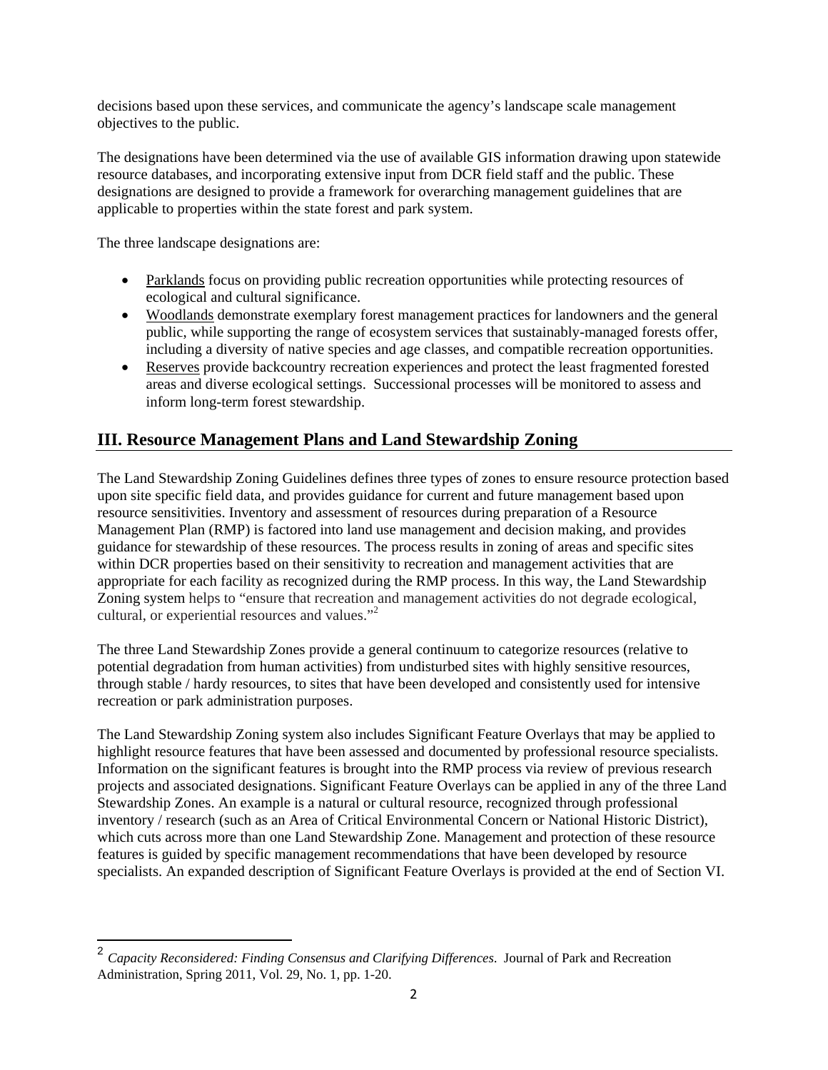decisions based upon these services, and communicate the agency's landscape scale management objectives to the public.

The designations have been determined via the use of available GIS information drawing upon statewide resource databases, and incorporating extensive input from DCR field staff and the public. These designations are designed to provide a framework for overarching management guidelines that are applicable to properties within the state forest and park system.

The three landscape designations are:

- Parklands focus on providing public recreation opportunities while protecting resources of ecological and cultural significance.
- Woodlands demonstrate exemplary forest management practices for landowners and the general public, while supporting the range of ecosystem services that sustainably-managed forests offer, including a diversity of native species and age classes, and compatible recreation opportunities.
- Reserves provide backcountry recreation experiences and protect the least fragmented forested areas and diverse ecological settings. Successional processes will be monitored to assess and inform long-term forest stewardship.

## III. Resource Management Plans and Land Stewardship Zoning

The Land Stewardship Zoning Guidelines defines three types of zones to ensure resource protection based upon site specific field data, and provides guidance for current and future management based upon resource sensitivities. Inventory and assessment of resources during preparation of a Resource Management Plan (RMP) is factored into land use management and decision making, and provides guidance for stewardship of these resources. The process results in zoning of areas and specific sites within DCR properties based on their sensitivity to recreation and management activities that are appropriate for each facility as recognized during the RMP process. In this way, the Land Stewardship Zoning system helps to "ensure that recreation and management activities do not degrade ecological, cultural, or experiential resources and values."[2]

The three Land Stewardship Zones provide a general continuum to categorize resources (relative to potential degradation from human activities) from undisturbed sites with highly sensitive resources, through stable / hardy resources, to sites that have been developed and consistently used for intensive recreation or park administration purposes.

The Land Stewardship Zoning system also includes Significant Feature Overlays that may be applied to highlight resource features that have been assessed and documented by professional resource specialists. Information on the significant features is brought into the RMP process via review of previous research projects and associated designations. Significant Feature Overlays can be applied in any of the three Land Stewardship Zones. An example is a natural or cultural resource, recognized through professional inventory / research (such as an Area of Critical Environmental Concern or National Historic District), which cuts across more than one Land Stewardship Zone. Management and protection of these resource features is guided by specific management recommendations that have been developed by resource specialists. An expanded description of Significant Feature Overlays is provided at the end of Section VI.

---

[2] *Capacity Reconsidered: Finding Consensus and Clarifying Differences*. Journal of Park and Recreation Administration, Spring 2011, Vol. 29, No. 1, pp. 1-20.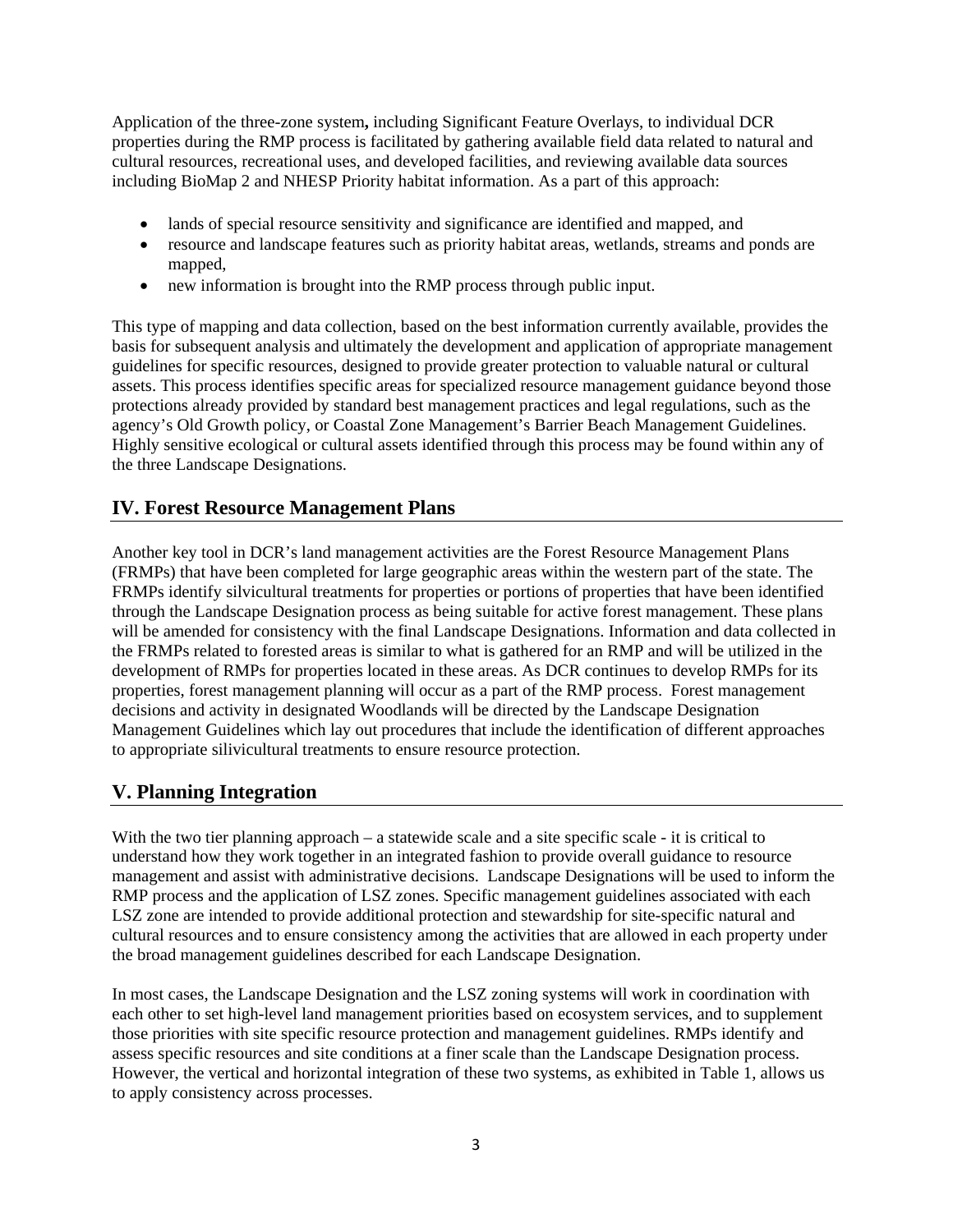Application of the three-zone system**,** including Significant Feature Overlays, to individual DCR properties during the RMP process is facilitated by gathering available field data related to natural and cultural resources, recreational uses, and developed facilities, and reviewing available data sources including BioMap 2 and NHESP Priority habitat information. As a part of this approach:

- lands of special resource sensitivity and significance are identified and mapped, and
- resource and landscape features such as priority habitat areas, wetlands, streams and ponds are mapped,
- new information is brought into the RMP process through public input.

This type of mapping and data collection, based on the best information currently available, provides the basis for subsequent analysis and ultimately the development and application of appropriate management guidelines for specific resources, designed to provide greater protection to valuable natural or cultural assets. This process identifies specific areas for specialized resource management guidance beyond those protections already provided by standard best management practices and legal regulations, such as the agency's Old Growth policy, or Coastal Zone Management's Barrier Beach Management Guidelines. Highly sensitive ecological or cultural assets identified through this process may be found within any of the three Landscape Designations.

## IV. Forest Resource Management Plans

Another key tool in DCR's land management activities are the Forest Resource Management Plans (FRMPs) that have been completed for large geographic areas within the western part of the state. The FRMPs identify silvicultural treatments for properties or portions of properties that have been identified through the Landscape Designation process as being suitable for active forest management. These plans will be amended for consistency with the final Landscape Designations. Information and data collected in the FRMPs related to forested areas is similar to what is gathered for an RMP and will be utilized in the development of RMPs for properties located in these areas. As DCR continues to develop RMPs for its properties, forest management planning will occur as a part of the RMP process. Forest management decisions and activity in designated Woodlands will be directed by the Landscape Designation Management Guidelines which lay out procedures that include the identification of different approaches to appropriate silivicultural treatments to ensure resource protection.

## V. Planning Integration

With the two tier planning approach – a statewide scale and a site specific scale - it is critical to understand how they work together in an integrated fashion to provide overall guidance to resource management and assist with administrative decisions. Landscape Designations will be used to inform the RMP process and the application of LSZ zones. Specific management guidelines associated with each LSZ zone are intended to provide additional protection and stewardship for site-specific natural and cultural resources and to ensure consistency among the activities that are allowed in each property under the broad management guidelines described for each Landscape Designation.

In most cases, the Landscape Designation and the LSZ zoning systems will work in coordination with each other to set high-level land management priorities based on ecosystem services, and to supplement those priorities with site specific resource protection and management guidelines. RMPs identify and assess specific resources and site conditions at a finer scale than the Landscape Designation process. However, the vertical and horizontal integration of these two systems, as exhibited in Table 1, allows us to apply consistency across processes.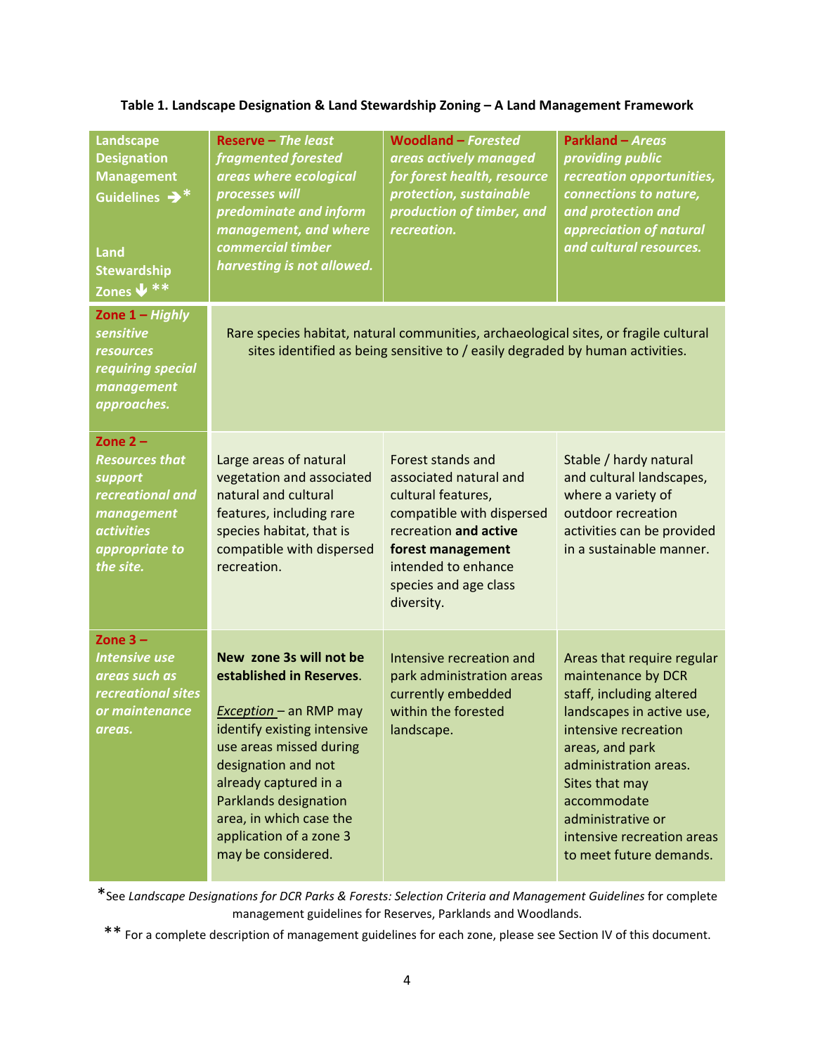**Table 1. Landscape Designation & Land Stewardship Zoning – A Land Management Framework**

| **Landscape Designation Management Guidelines ➔*** <br><br> **Land Stewardship Zones ↓ **** | **Reserve –** ***The least fragmented forested areas where ecological processes will predominate and inform management, and where commercial timber harvesting is not allowed.*** | **Woodland –** ***Forested areas actively managed for forest health, resource protection, sustainable production of timber, and recreation.*** | **Parkland –** ***Areas providing public recreation opportunities, connections to nature, and protection and appreciation of natural and cultural resources.*** |
|---|---|---|---|
| **Zone 1 –** ***Highly sensitive resources requiring special management approaches.*** | Rare species habitat, natural communities, archaeological sites, or fragile cultural sites identified as being sensitive to / easily degraded by human activities. | | |
| **Zone 2 –** ***Resources that support recreational and management activities appropriate to the site.*** | Large areas of natural vegetation and associated natural and cultural features, including rare species habitat, that is compatible with dispersed recreation. | Forest stands and associated natural and cultural features, compatible with dispersed recreation **and active forest management** intended to enhance species and age class diversity. | Stable / hardy natural and cultural landscapes, where a variety of outdoor recreation activities can be provided in a sustainable manner. |
| **Zone 3 –** ***Intensive use areas such as recreational sites or maintenance areas.*** | **New zone 3s will not be established in Reserves**. <br><br> *Exception* – an RMP may identify existing intensive use areas missed during designation and not already captured in a Parklands designation area, in which case the application of a zone 3 may be considered. | Intensive recreation and park administration areas currently embedded within the forested landscape. | Areas that require regular maintenance by DCR staff, including altered landscapes in active use, intensive recreation areas, and park administration areas. Sites that may accommodate administrative or intensive recreation areas to meet future demands. |

*See *Landscape Designations for DCR Parks & Forests: Selection Criteria and Management Guidelines* for complete management guidelines for Reserves, Parklands and Woodlands.

** For a complete description of management guidelines for each zone, please see Section IV of this document.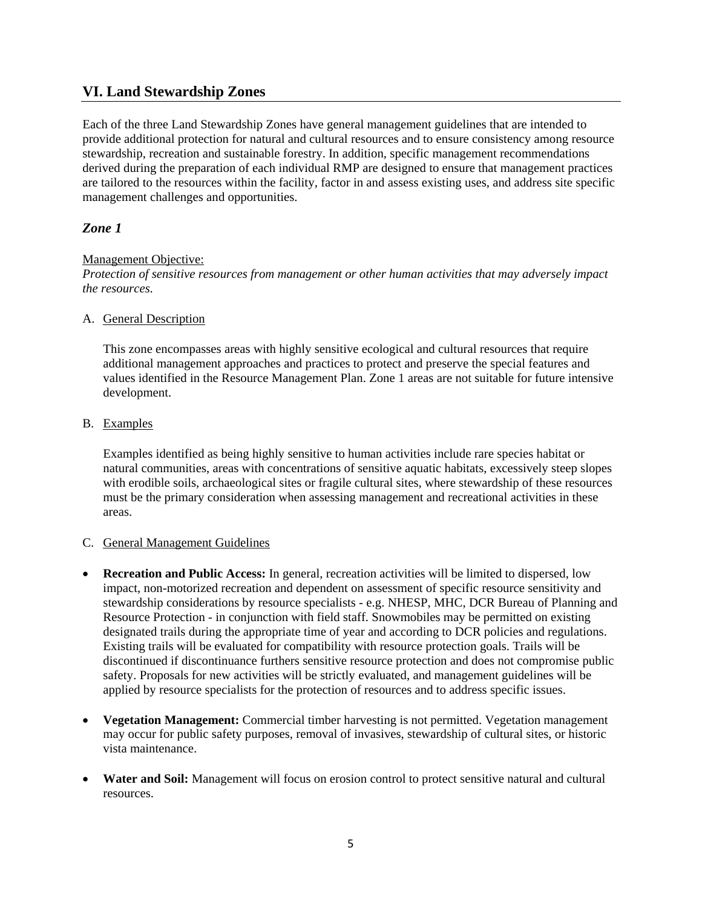## VI. Land Stewardship Zones

Each of the three Land Stewardship Zones have general management guidelines that are intended to provide additional protection for natural and cultural resources and to ensure consistency among resource stewardship, recreation and sustainable forestry. In addition, specific management recommendations derived during the preparation of each individual RMP are designed to ensure that management practices are tailored to the resources within the facility, factor in and assess existing uses, and address site specific management challenges and opportunities.

### *Zone 1*

Management Objective:
*Protection of sensitive resources from management or other human activities that may adversely impact the resources.*

A. General Description

This zone encompasses areas with highly sensitive ecological and cultural resources that require additional management approaches and practices to protect and preserve the special features and values identified in the Resource Management Plan. Zone 1 areas are not suitable for future intensive development.

B. Examples

Examples identified as being highly sensitive to human activities include rare species habitat or natural communities, areas with concentrations of sensitive aquatic habitats, excessively steep slopes with erodible soils, archaeological sites or fragile cultural sites, where stewardship of these resources must be the primary consideration when assessing management and recreational activities in these areas.

C. General Management Guidelines

- **Recreation and Public Access:** In general, recreation activities will be limited to dispersed, low impact, non-motorized recreation and dependent on assessment of specific resource sensitivity and stewardship considerations by resource specialists - e.g. NHESP, MHC, DCR Bureau of Planning and Resource Protection - in conjunction with field staff. Snowmobiles may be permitted on existing designated trails during the appropriate time of year and according to DCR policies and regulations. Existing trails will be evaluated for compatibility with resource protection goals. Trails will be discontinued if discontinuance furthers sensitive resource protection and does not compromise public safety. Proposals for new activities will be strictly evaluated, and management guidelines will be applied by resource specialists for the protection of resources and to address specific issues.

- **Vegetation Management:** Commercial timber harvesting is not permitted. Vegetation management may occur for public safety purposes, removal of invasives, stewardship of cultural sites, or historic vista maintenance.

- **Water and Soil:** Management will focus on erosion control to protect sensitive natural and cultural resources.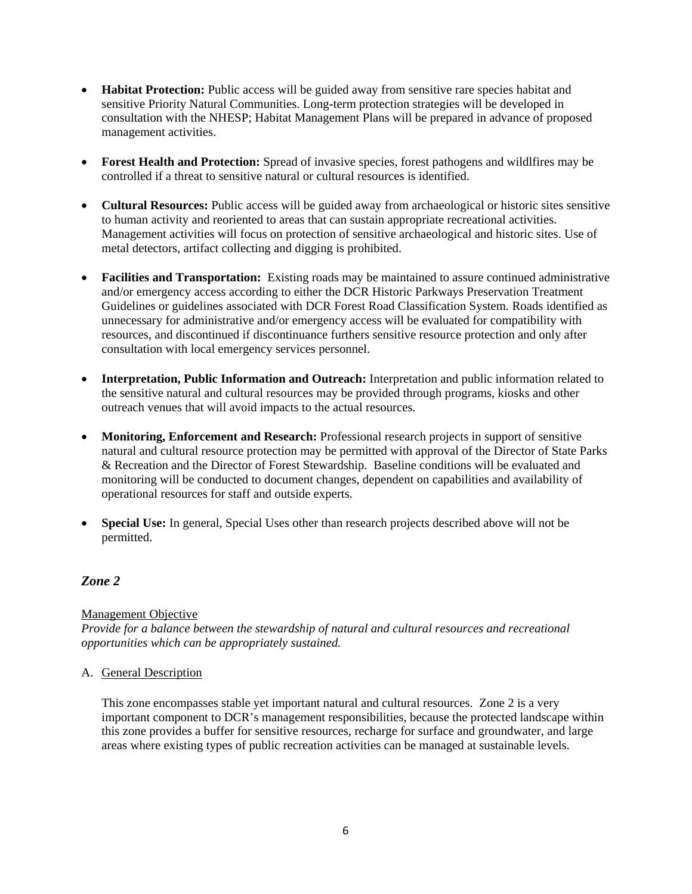- **Habitat Protection:** Public access will be guided away from sensitive rare species habitat and sensitive Priority Natural Communities. Long-term protection strategies will be developed in consultation with the NHESP; Habitat Management Plans will be prepared in advance of proposed management activities.

- **Forest Health and Protection:** Spread of invasive species, forest pathogens and wildlfires may be controlled if a threat to sensitive natural or cultural resources is identified.

- **Cultural Resources:** Public access will be guided away from archaeological or historic sites sensitive to human activity and reoriented to areas that can sustain appropriate recreational activities. Management activities will focus on protection of sensitive archaeological and historic sites. Use of metal detectors, artifact collecting and digging is prohibited.

- **Facilities and Transportation:** Existing roads may be maintained to assure continued administrative and/or emergency access according to either the DCR Historic Parkways Preservation Treatment Guidelines or guidelines associated with DCR Forest Road Classification System. Roads identified as unnecessary for administrative and/or emergency access will be evaluated for compatibility with resources, and discontinued if discontinuance furthers sensitive resource protection and only after consultation with local emergency services personnel.

- **Interpretation, Public Information and Outreach:** Interpretation and public information related to the sensitive natural and cultural resources may be provided through programs, kiosks and other outreach venues that will avoid impacts to the actual resources.

- **Monitoring, Enforcement and Research:** Professional research projects in support of sensitive natural and cultural resource protection may be permitted with approval of the Director of State Parks & Recreation and the Director of Forest Stewardship. Baseline conditions will be evaluated and monitoring will be conducted to document changes, dependent on capabilities and availability of operational resources for staff and outside experts.

- **Special Use:** In general, Special Uses other than research projects described above will not be permitted.

### *Zone 2*

Management Objective

*Provide for a balance between the stewardship of natural and cultural resources and recreational opportunities which can be appropriately sustained.*

A. General Description

This zone encompasses stable yet important natural and cultural resources. Zone 2 is a very important component to DCR's management responsibilities, because the protected landscape within this zone provides a buffer for sensitive resources, recharge for surface and groundwater, and large areas where existing types of public recreation activities can be managed at sustainable levels.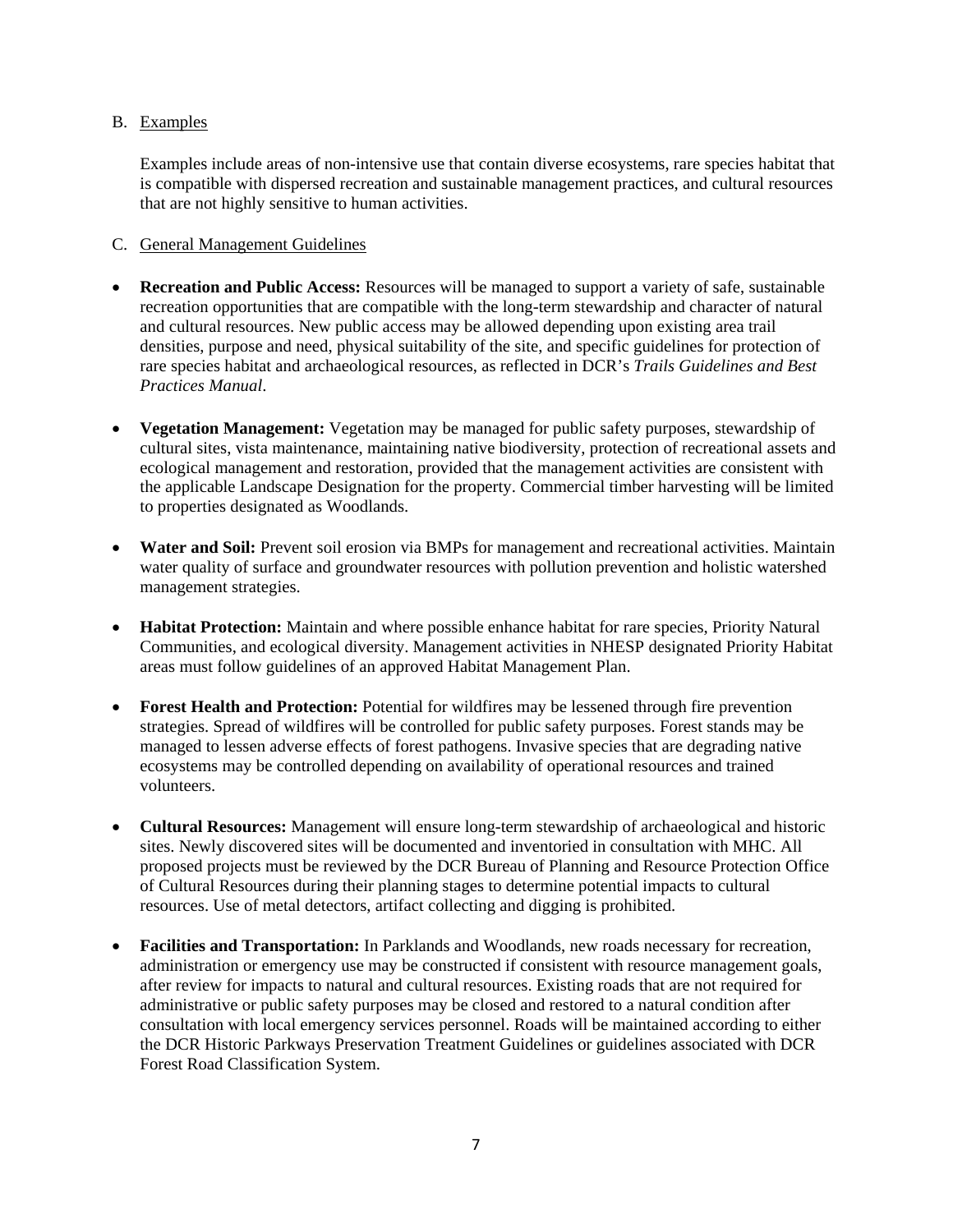B. Examples

Examples include areas of non-intensive use that contain diverse ecosystems, rare species habitat that is compatible with dispersed recreation and sustainable management practices, and cultural resources that are not highly sensitive to human activities.

C. General Management Guidelines

- **Recreation and Public Access:** Resources will be managed to support a variety of safe, sustainable recreation opportunities that are compatible with the long-term stewardship and character of natural and cultural resources. New public access may be allowed depending upon existing area trail densities, purpose and need, physical suitability of the site, and specific guidelines for protection of rare species habitat and archaeological resources, as reflected in DCR's *Trails Guidelines and Best Practices Manual*.

- **Vegetation Management:** Vegetation may be managed for public safety purposes, stewardship of cultural sites, vista maintenance, maintaining native biodiversity, protection of recreational assets and ecological management and restoration, provided that the management activities are consistent with the applicable Landscape Designation for the property. Commercial timber harvesting will be limited to properties designated as Woodlands.

- **Water and Soil:** Prevent soil erosion via BMPs for management and recreational activities. Maintain water quality of surface and groundwater resources with pollution prevention and holistic watershed management strategies.

- **Habitat Protection:** Maintain and where possible enhance habitat for rare species, Priority Natural Communities, and ecological diversity. Management activities in NHESP designated Priority Habitat areas must follow guidelines of an approved Habitat Management Plan.

- **Forest Health and Protection:** Potential for wildfires may be lessened through fire prevention strategies. Spread of wildfires will be controlled for public safety purposes. Forest stands may be managed to lessen adverse effects of forest pathogens. Invasive species that are degrading native ecosystems may be controlled depending on availability of operational resources and trained volunteers.

- **Cultural Resources:** Management will ensure long-term stewardship of archaeological and historic sites. Newly discovered sites will be documented and inventoried in consultation with MHC. All proposed projects must be reviewed by the DCR Bureau of Planning and Resource Protection Office of Cultural Resources during their planning stages to determine potential impacts to cultural resources. Use of metal detectors, artifact collecting and digging is prohibited.

- **Facilities and Transportation:** In Parklands and Woodlands, new roads necessary for recreation, administration or emergency use may be constructed if consistent with resource management goals, after review for impacts to natural and cultural resources. Existing roads that are not required for administrative or public safety purposes may be closed and restored to a natural condition after consultation with local emergency services personnel. Roads will be maintained according to either the DCR Historic Parkways Preservation Treatment Guidelines or guidelines associated with DCR Forest Road Classification System.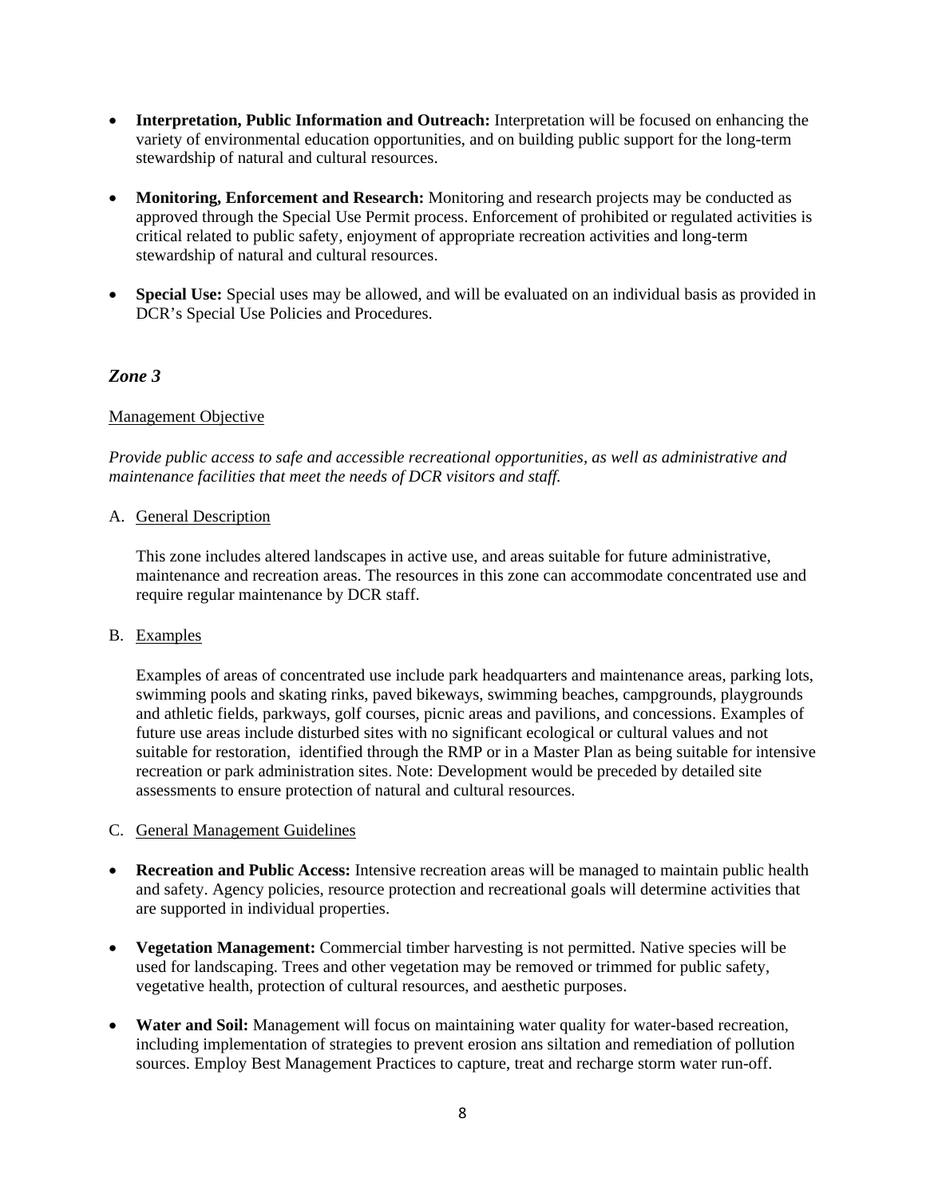- **Interpretation, Public Information and Outreach:** Interpretation will be focused on enhancing the variety of environmental education opportunities, and on building public support for the long-term stewardship of natural and cultural resources.

- **Monitoring, Enforcement and Research:** Monitoring and research projects may be conducted as approved through the Special Use Permit process. Enforcement of prohibited or regulated activities is critical related to public safety, enjoyment of appropriate recreation activities and long-term stewardship of natural and cultural resources.

- **Special Use:** Special uses may be allowed, and will be evaluated on an individual basis as provided in DCR's Special Use Policies and Procedures.

### *Zone 3*

Management Objective

*Provide public access to safe and accessible recreational opportunities, as well as administrative and maintenance facilities that meet the needs of DCR visitors and staff.*

A. General Description

This zone includes altered landscapes in active use, and areas suitable for future administrative, maintenance and recreation areas. The resources in this zone can accommodate concentrated use and require regular maintenance by DCR staff.

B. Examples

Examples of areas of concentrated use include park headquarters and maintenance areas, parking lots, swimming pools and skating rinks, paved bikeways, swimming beaches, campgrounds, playgrounds and athletic fields, parkways, golf courses, picnic areas and pavilions, and concessions. Examples of future use areas include disturbed sites with no significant ecological or cultural values and not suitable for restoration, identified through the RMP or in a Master Plan as being suitable for intensive recreation or park administration sites. Note: Development would be preceded by detailed site assessments to ensure protection of natural and cultural resources.

C. General Management Guidelines

- **Recreation and Public Access:** Intensive recreation areas will be managed to maintain public health and safety. Agency policies, resource protection and recreational goals will determine activities that are supported in individual properties.

- **Vegetation Management:** Commercial timber harvesting is not permitted. Native species will be used for landscaping. Trees and other vegetation may be removed or trimmed for public safety, vegetative health, protection of cultural resources, and aesthetic purposes.

- **Water and Soil:** Management will focus on maintaining water quality for water-based recreation, including implementation of strategies to prevent erosion ans siltation and remediation of pollution sources. Employ Best Management Practices to capture, treat and recharge storm water run-off.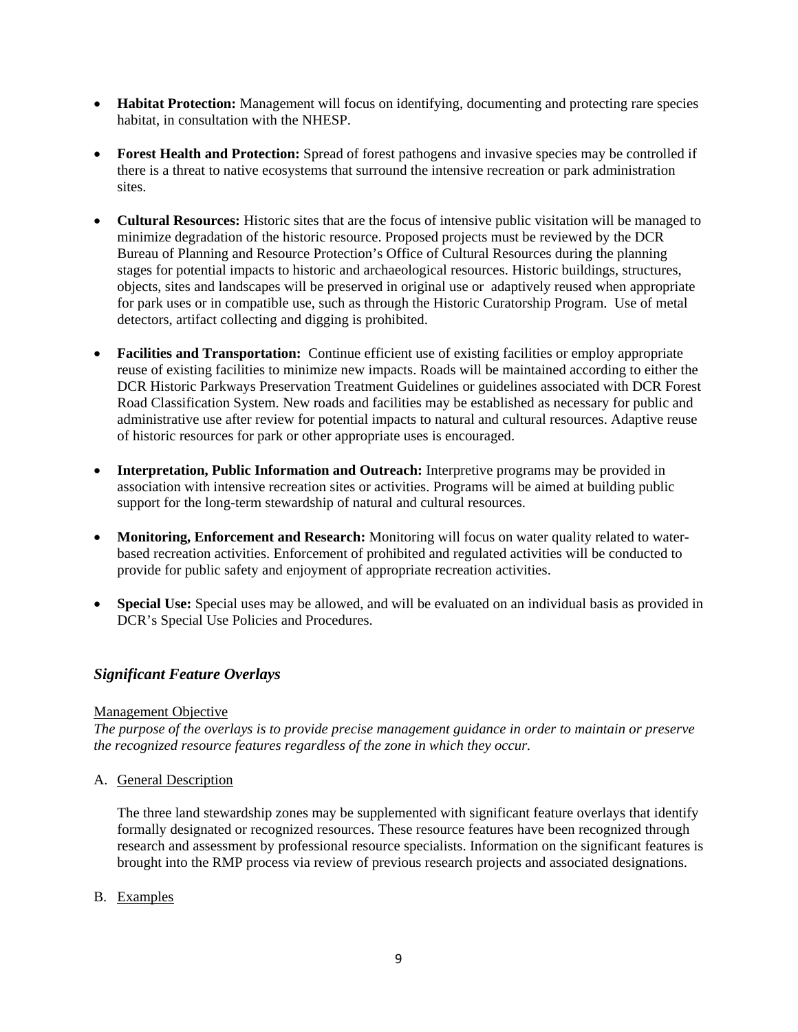- **Habitat Protection:** Management will focus on identifying, documenting and protecting rare species habitat, in consultation with the NHESP.

- **Forest Health and Protection:** Spread of forest pathogens and invasive species may be controlled if there is a threat to native ecosystems that surround the intensive recreation or park administration sites.

- **Cultural Resources:** Historic sites that are the focus of intensive public visitation will be managed to minimize degradation of the historic resource. Proposed projects must be reviewed by the DCR Bureau of Planning and Resource Protection's Office of Cultural Resources during the planning stages for potential impacts to historic and archaeological resources. Historic buildings, structures, objects, sites and landscapes will be preserved in original use or adaptively reused when appropriate for park uses or in compatible use, such as through the Historic Curatorship Program. Use of metal detectors, artifact collecting and digging is prohibited.

- **Facilities and Transportation:** Continue efficient use of existing facilities or employ appropriate reuse of existing facilities to minimize new impacts. Roads will be maintained according to either the DCR Historic Parkways Preservation Treatment Guidelines or guidelines associated with DCR Forest Road Classification System. New roads and facilities may be established as necessary for public and administrative use after review for potential impacts to natural and cultural resources. Adaptive reuse of historic resources for park or other appropriate uses is encouraged.

- **Interpretation, Public Information and Outreach:** Interpretive programs may be provided in association with intensive recreation sites or activities. Programs will be aimed at building public support for the long-term stewardship of natural and cultural resources.

- **Monitoring, Enforcement and Research:** Monitoring will focus on water quality related to water-based recreation activities. Enforcement of prohibited and regulated activities will be conducted to provide for public safety and enjoyment of appropriate recreation activities.

- **Special Use:** Special uses may be allowed, and will be evaluated on an individual basis as provided in DCR's Special Use Policies and Procedures.

### *Significant Feature Overlays*

Management Objective

*The purpose of the overlays is to provide precise management guidance in order to maintain or preserve the recognized resource features regardless of the zone in which they occur.*

A. General Description

The three land stewardship zones may be supplemented with significant feature overlays that identify formally designated or recognized resources. These resource features have been recognized through research and assessment by professional resource specialists. Information on the significant features is brought into the RMP process via review of previous research projects and associated designations.

B. Examples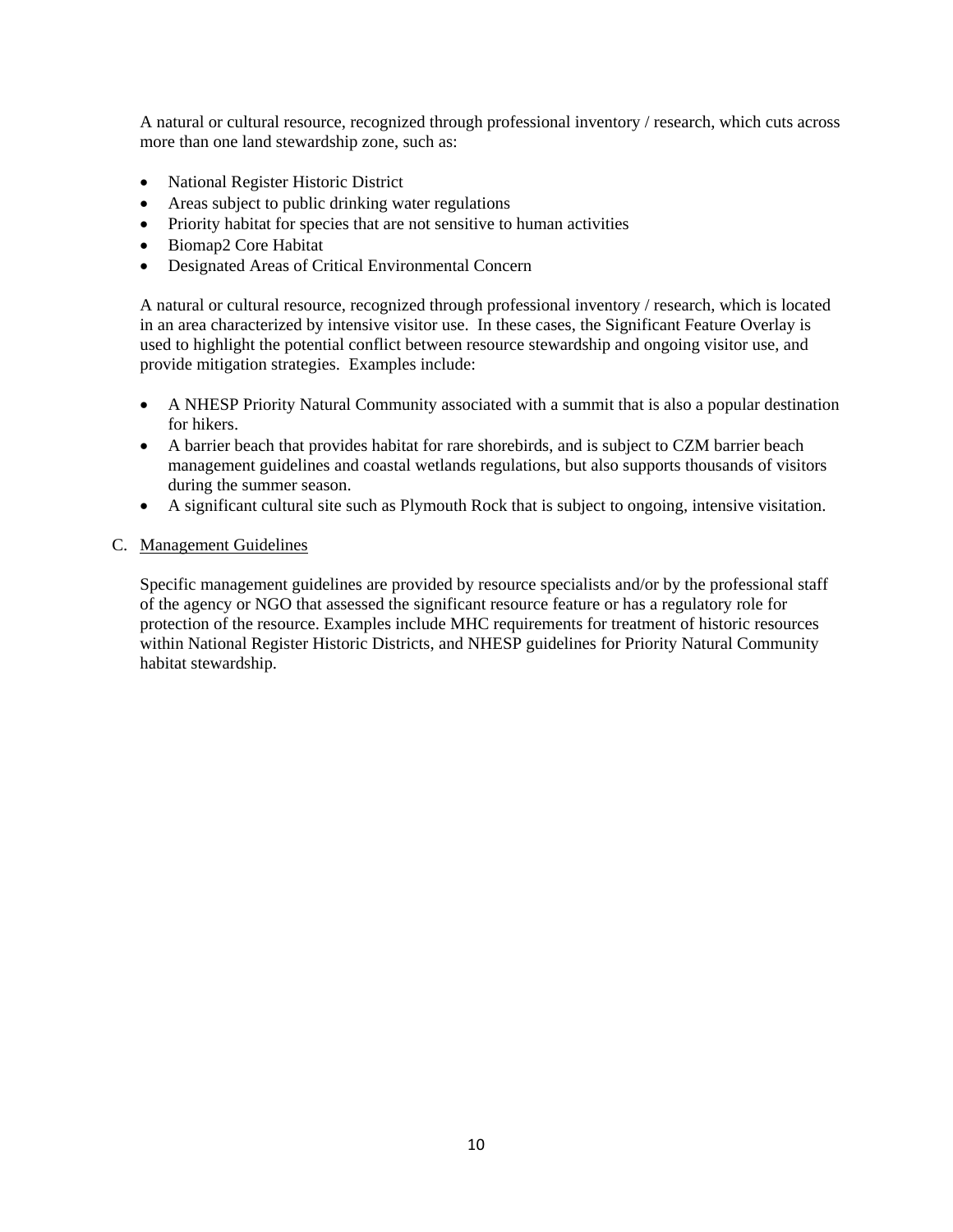A natural or cultural resource, recognized through professional inventory / research, which cuts across more than one land stewardship zone, such as:

- National Register Historic District
- Areas subject to public drinking water regulations
- Priority habitat for species that are not sensitive to human activities
- Biomap2 Core Habitat
- Designated Areas of Critical Environmental Concern

A natural or cultural resource, recognized through professional inventory / research, which is located in an area characterized by intensive visitor use. In these cases, the Significant Feature Overlay is used to highlight the potential conflict between resource stewardship and ongoing visitor use, and provide mitigation strategies. Examples include:

- A NHESP Priority Natural Community associated with a summit that is also a popular destination for hikers.
- A barrier beach that provides habitat for rare shorebirds, and is subject to CZM barrier beach management guidelines and coastal wetlands regulations, but also supports thousands of visitors during the summer season.
- A significant cultural site such as Plymouth Rock that is subject to ongoing, intensive visitation.

C. Management Guidelines

Specific management guidelines are provided by resource specialists and/or by the professional staff of the agency or NGO that assessed the significant resource feature or has a regulatory role for protection of the resource. Examples include MHC requirements for treatment of historic resources within National Register Historic Districts, and NHESP guidelines for Priority Natural Community habitat stewardship.